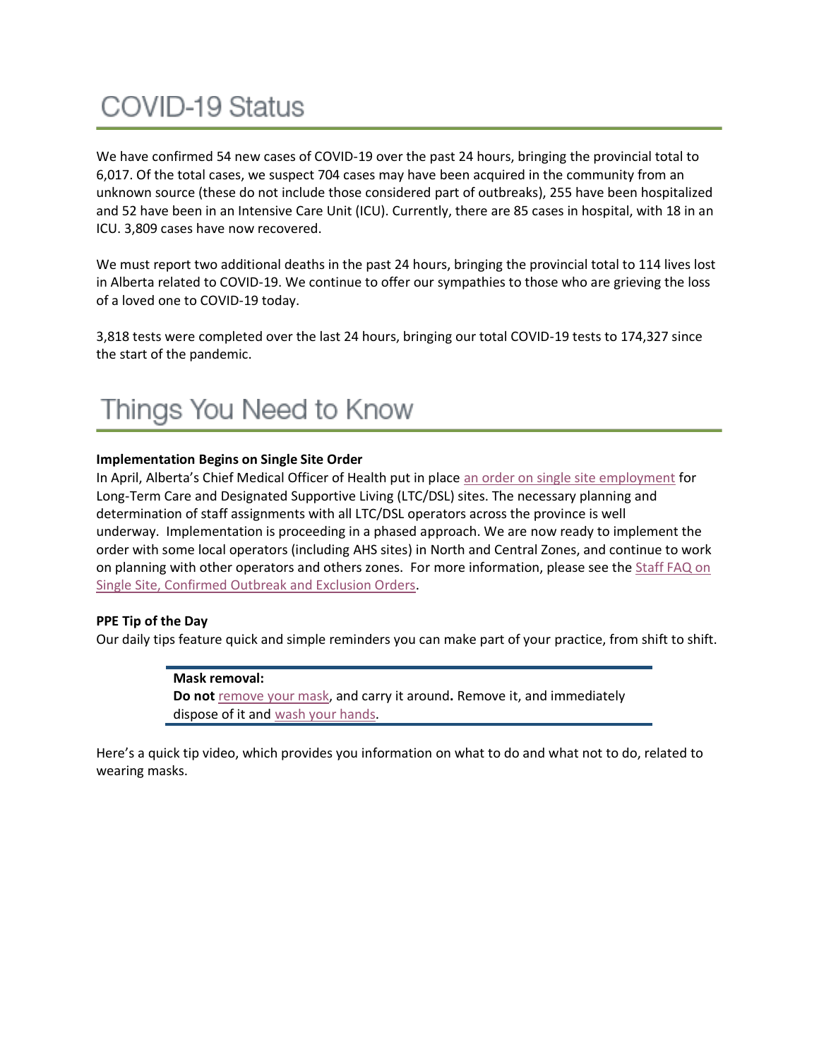# COVID-19 Status

We have confirmed 54 new cases of COVID-19 over the past 24 hours, bringing the provincial total to 6,017. Of the total cases, we suspect 704 cases may have been acquired in the community from an unknown source (these do not include those considered part of outbreaks), 255 have been hospitalized and 52 have been in an Intensive Care Unit (ICU). Currently, there are 85 cases in hospital, with 18 in an ICU. 3,809 cases have now recovered.

We must report two additional deaths in the past 24 hours, bringing the provincial total to 114 lives lost in Alberta related to COVID-19. We continue to offer our sympathies to those who are grieving the loss of a loved one to COVID-19 today.

3,818 tests were completed over the last 24 hours, bringing our total COVID-19 tests to 174,327 since the start of the pandemic.

# Things You Need to Know

**Implementation Begins on Single Site Order**

In April, Alberta's Chief Medical Officer of Health put in place an order on single site employment for Long-Term Care and Designated Supportive Living (LTC/DSL) sites. The necessary planning and determination of staff assignments with all LTC/DSL operators across the province is well underway. Implementation is proceeding in a phased approach. We are now ready to implement the order with some local operators (including AHS sites) in North and Central Zones, and continue to work on planning with other operators and others zones. For more information, please see the Staff FAQ on Single Site, Confirmed Outbreak and Exclusion Orders.

**PPE Tip of the Day**

Our daily tips feature quick and simple reminders you can make part of your practice, from shift to shift.

> **Mask removal:**
> **Do not** remove your mask, and carry it around**.** Remove it, and immediately dispose of it and wash your hands.

Here's a quick tip video, which provides you information on what to do and what not to do, related to wearing masks.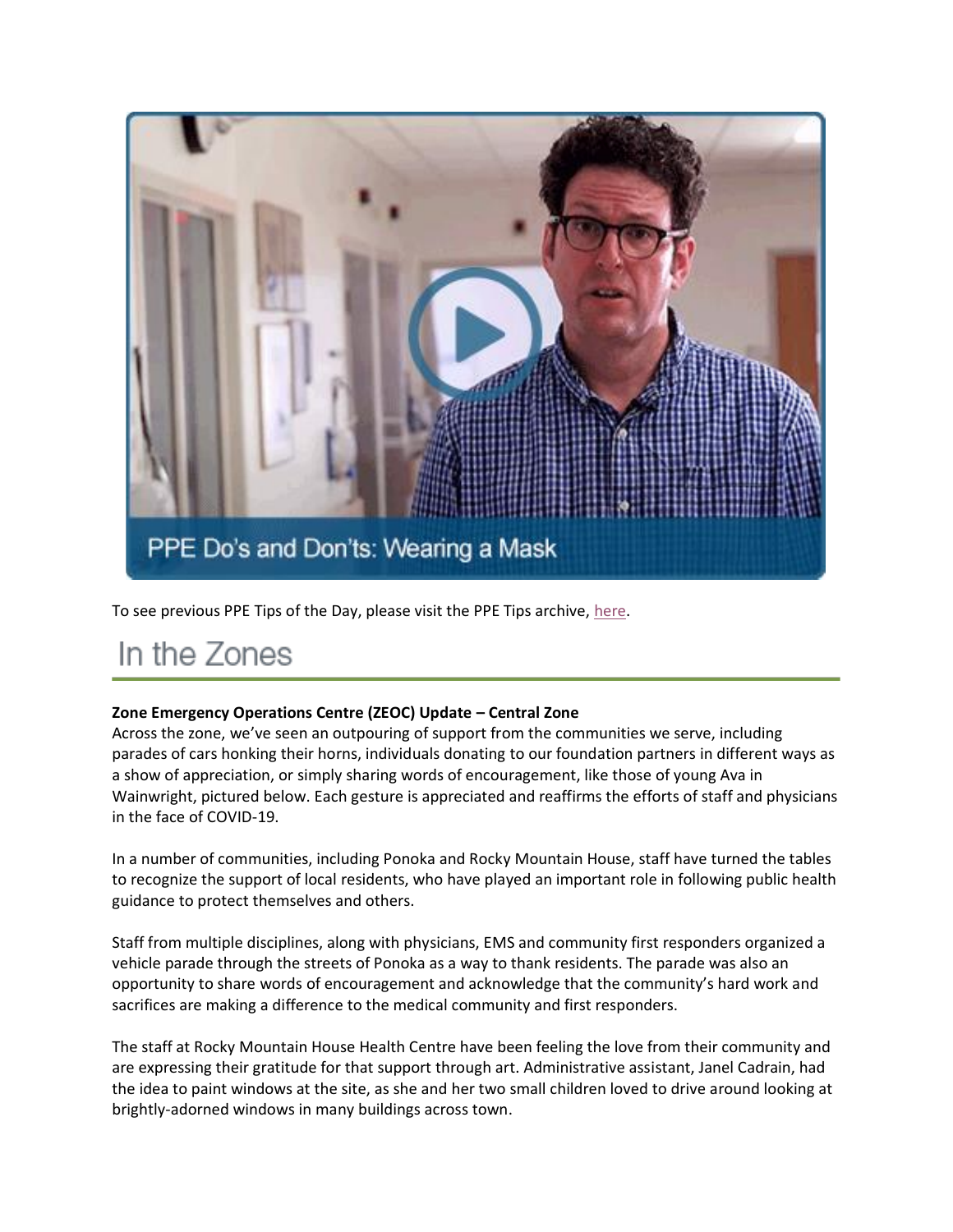PPE Do's and Don'ts: Wearing a Mask

To see previous PPE Tips of the Day, please visit the PPE Tips archive, here.

# In the Zones

**Zone Emergency Operations Centre (ZEOC) Update – Central Zone**

Across the zone, we've seen an outpouring of support from the communities we serve, including parades of cars honking their horns, individuals donating to our foundation partners in different ways as a show of appreciation, or simply sharing words of encouragement, like those of young Ava in Wainwright, pictured below. Each gesture is appreciated and reaffirms the efforts of staff and physicians in the face of COVID-19.

In a number of communities, including Ponoka and Rocky Mountain House, staff have turned the tables to recognize the support of local residents, who have played an important role in following public health guidance to protect themselves and others.

Staff from multiple disciplines, along with physicians, EMS and community first responders organized a vehicle parade through the streets of Ponoka as a way to thank residents. The parade was also an opportunity to share words of encouragement and acknowledge that the community's hard work and sacrifices are making a difference to the medical community and first responders.

The staff at Rocky Mountain House Health Centre have been feeling the love from their community and are expressing their gratitude for that support through art. Administrative assistant, Janel Cadrain, had the idea to paint windows at the site, as she and her two small children loved to drive around looking at brightly-adorned windows in many buildings across town.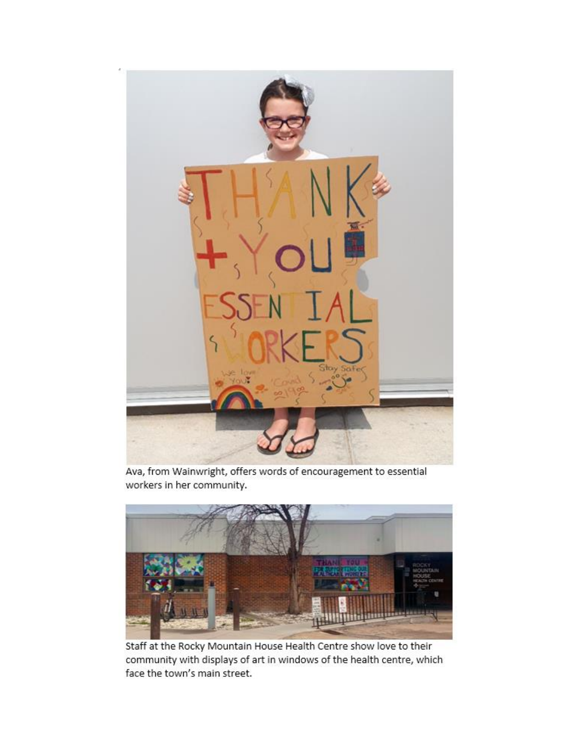Ava, from Wainwright, offers words of encouragement to essential workers in her community.

Staff at the Rocky Mountain House Health Centre show love to their community with displays of art in windows of the health centre, which face the town's main street.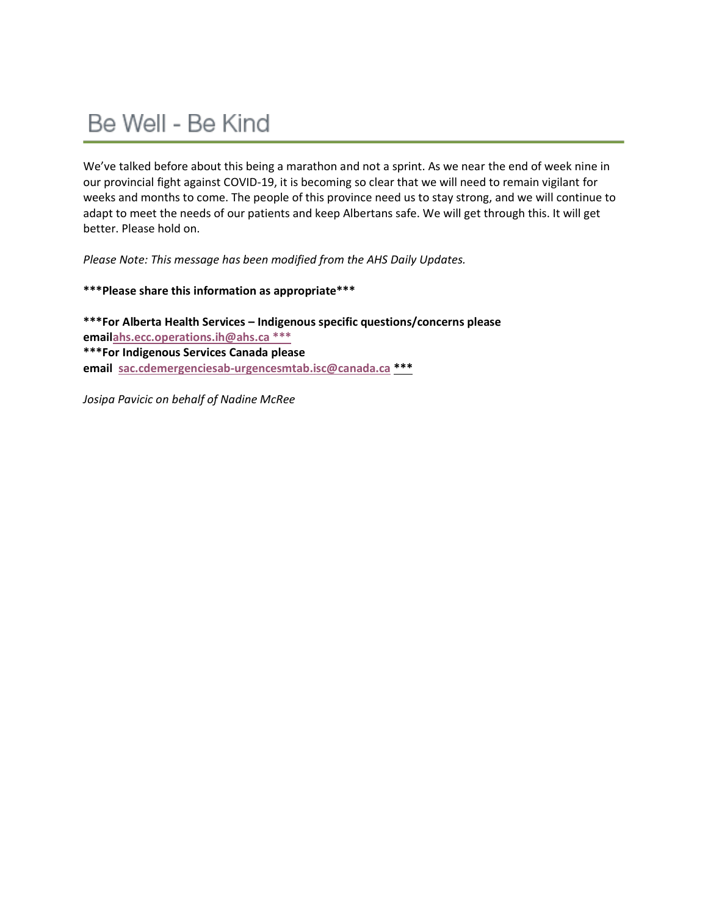# Be Well - Be Kind

We've talked before about this being a marathon and not a sprint. As we near the end of week nine in our provincial fight against COVID-19, it is becoming so clear that we will need to remain vigilant for weeks and months to come. The people of this province need us to stay strong, and we will continue to adapt to meet the needs of our patients and keep Albertans safe. We will get through this. It will get better. Please hold on.

*Please Note: This message has been modified from the AHS Daily Updates.*

**\*\*\*Please share this information as appropriate\*\*\***

**\*\*\*For Alberta Health Services – Indigenous specific questions/concerns please emailahs.ecc.operations.ih@ahs.ca \*\*\***
**\*\*\*For Indigenous Services Canada please email sac.cdemergenciesab-urgencesmtab.isc@canada.ca \*\*\***

*Josipa Pavicic on behalf of Nadine McRee*